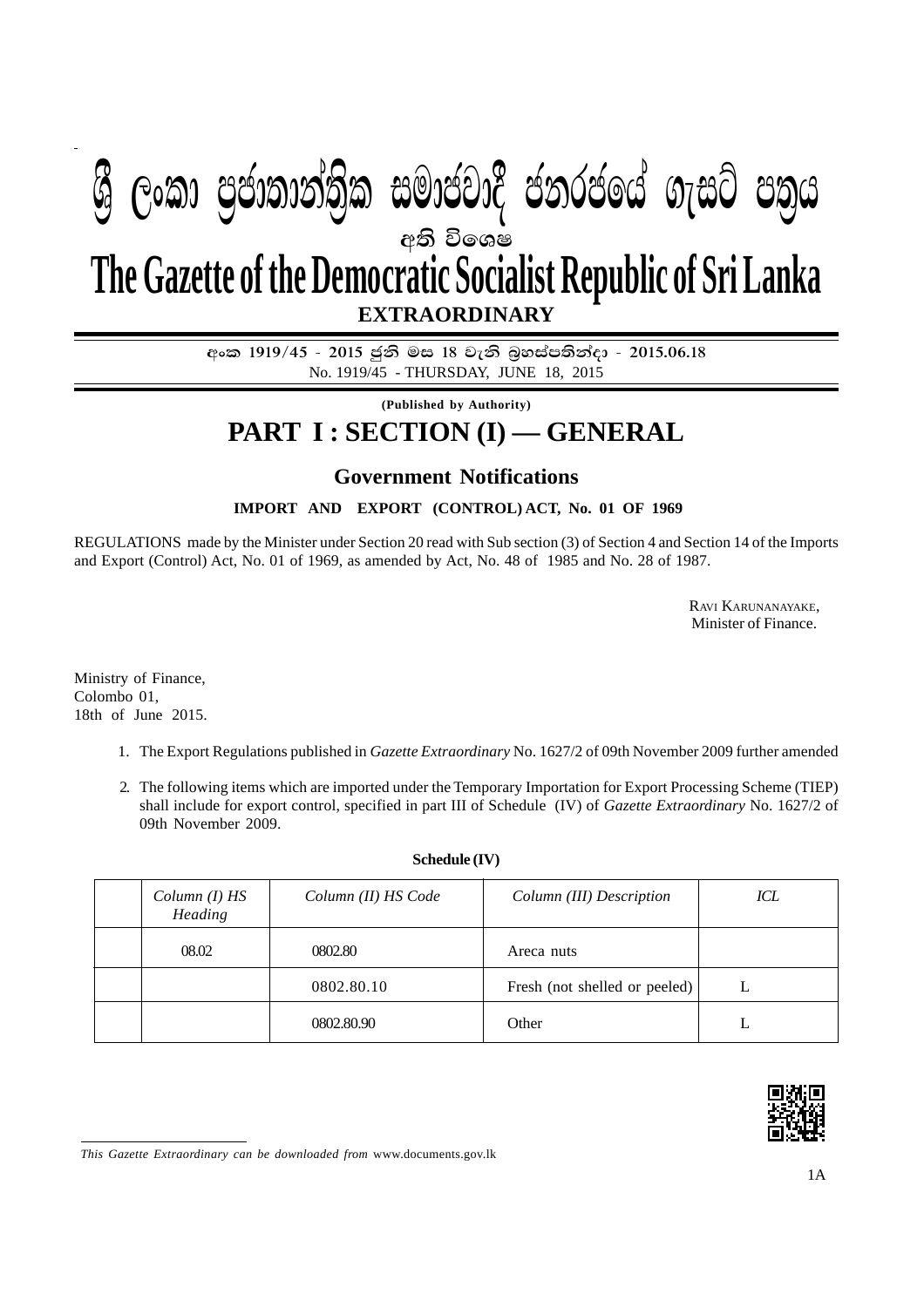# ශ්‍රී ලංකා ප්‍රජාතාන්ත්‍රික සමාජවාදී ජනරජයේ ගැසට් පත්‍රය

අති විශෙෂ

# The Gazette of the Democratic Socialist Republic of Sri Lanka

**EXTRAORDINARY**

**අංක 1919/45 - 2015 ජූනි මස 18 වැනි බ්‍රහස්පතින්දා - 2015.06.18**

No. 1919/45 - THURSDAY, JUNE 18, 2015

**(Published by Authority)**

# PART I : SECTION (I) — GENERAL

## Government Notifications

**IMPORT AND EXPORT (CONTROL) ACT, No. 01 OF 1969**

REGULATIONS made by the Minister under Section 20 read with Sub section (3) of Section 4 and Section 14 of the Imports and Export (Control) Act, No. 01 of 1969, as amended by Act, No. 48 of 1985 and No. 28 of 1987.

RAVI KARUNANAYAKE,
Minister of Finance.

Ministry of Finance,
Colombo 01,
18th of June 2015.

1. The Export Regulations published in *Gazette Extraordinary* No. 1627/2 of 09th November 2009 further amended

2. The following items which are imported under the Temporary Importation for Export Processing Scheme (TIEP) shall include for export control, specified in part III of Schedule (IV) of *Gazette Extraordinary* No. 1627/2 of 09th November 2009.

**Schedule (IV)**

| | *Column (I) HS Heading* | *Column (II) HS Code* | *Column (III) Description* | *ICL* |
|---|---|---|---|---|
| | 08.02 | 0802.80 | Areca nuts | |
| | | 0802.80.10 | Fresh (not shelled or peeled) | L |
| | | 0802.80.90 | Other | L |

*This Gazette Extraordinary can be downloaded from* www.documents.gov.lk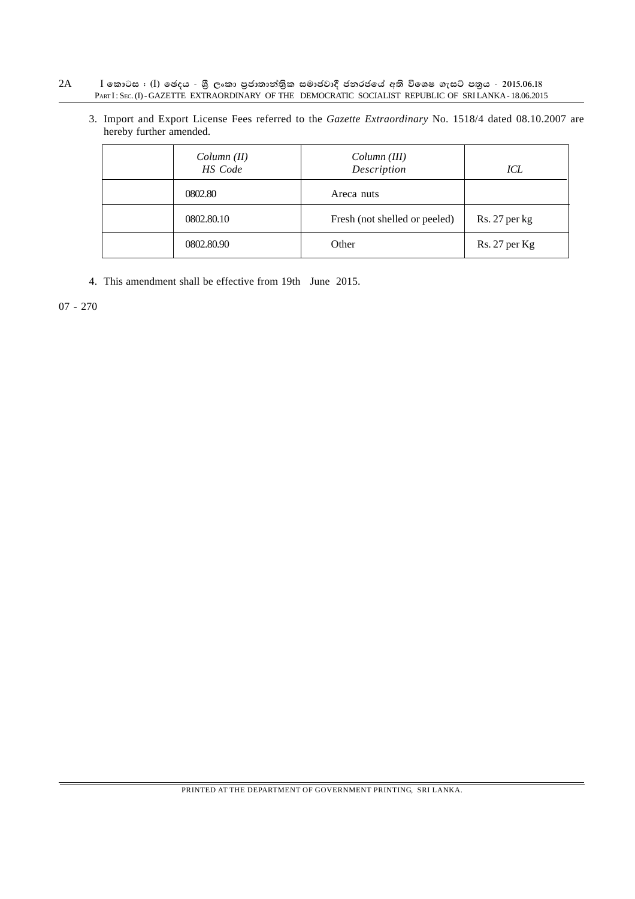3. Import and Export License Fees referred to the *Gazette Extraordinary* No. 1518/4 dated 08.10.2007 are hereby further amended.

| | *Column (II)* *HS Code* | *Column (III)* *Description* | *ICL* |
|---|---|---|---|
| | 0802.80 | Areca nuts | |
| | 0802.80.10 | Fresh (not shelled or peeled) | Rs. 27 per kg |
| | 0802.80.90 | Other | Rs. 27 per Kg |

4. This amendment shall be effective from 19th June 2015.

07 - 270

PRINTED AT THE DEPARTMENT OF GOVERNMENT PRINTING, SRI LANKA.